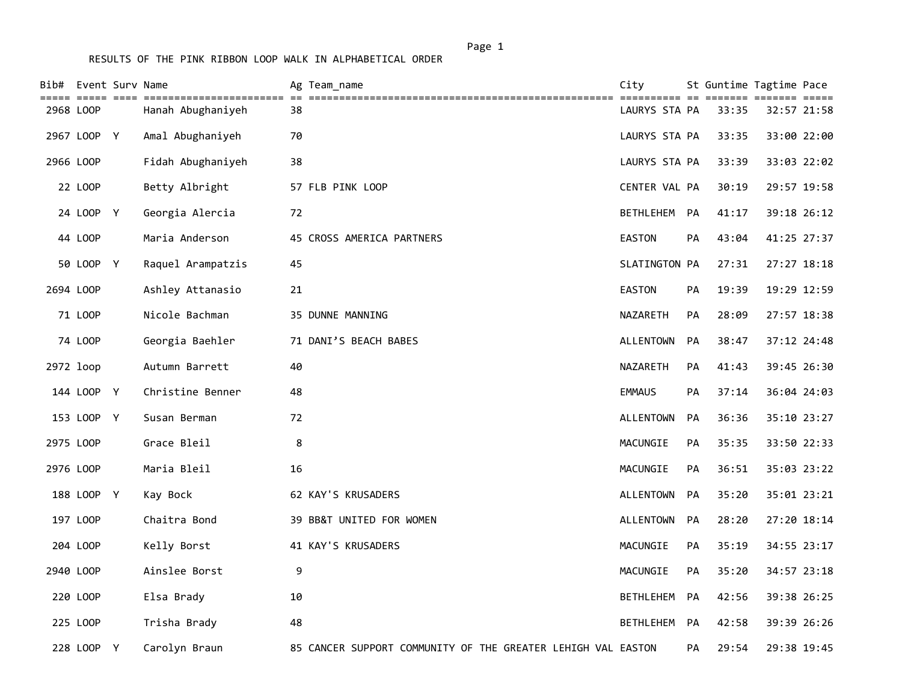RESULTS OF THE PINK RIBBON LOOP WALK IN ALPHABETICAL ORDER

| Bib# | Event | Surv | Name | Ag | Team_name | City | St | Guntime | Tagtime | Pace |
|---|---|---|---|---|---|---|---|---|---|---|
| 2968 | LOOP | | Hanah Abughaniyeh | 38 | | LAURYS STA | PA | 33:35 | 32:57 | 21:58 |
| 2967 | LOOP | Y | Amal Abughaniyeh | 70 | | LAURYS STA | PA | 33:35 | 33:00 | 22:00 |
| 2966 | LOOP | | Fidah Abughaniyeh | 38 | | LAURYS STA | PA | 33:39 | 33:03 | 22:02 |
| 22 | LOOP | | Betty Albright | 57 | FLB PINK LOOP | CENTER VAL | PA | 30:19 | 29:57 | 19:58 |
| 24 | LOOP | Y | Georgia Alercia | 72 | | BETHLEHEM | PA | 41:17 | 39:18 | 26:12 |
| 44 | LOOP | | Maria Anderson | 45 | CROSS AMERICA PARTNERS | EASTON | PA | 43:04 | 41:25 | 27:37 |
| 50 | LOOP | Y | Raquel Arampatzis | 45 | | SLATINGTON | PA | 27:31 | 27:27 | 18:18 |
| 2694 | LOOP | | Ashley Attanasio | 21 | | EASTON | PA | 19:39 | 19:29 | 12:59 |
| 71 | LOOP | | Nicole Bachman | 35 | DUNNE MANNING | NAZARETH | PA | 28:09 | 27:57 | 18:38 |
| 74 | LOOP | | Georgia Baehler | 71 | DANI’S BEACH BABES | ALLENTOWN | PA | 38:47 | 37:12 | 24:48 |
| 2972 | loop | | Autumn Barrett | 40 | | NAZARETH | PA | 41:43 | 39:45 | 26:30 |
| 144 | LOOP | Y | Christine Benner | 48 | | EMMAUS | PA | 37:14 | 36:04 | 24:03 |
| 153 | LOOP | Y | Susan Berman | 72 | | ALLENTOWN | PA | 36:36 | 35:10 | 23:27 |
| 2975 | LOOP | | Grace Bleil | 8 | | MACUNGIE | PA | 35:35 | 33:50 | 22:33 |
| 2976 | LOOP | | Maria Bleil | 16 | | MACUNGIE | PA | 36:51 | 35:03 | 23:22 |
| 188 | LOOP | Y | Kay Bock | 62 | KAY'S KRUSADERS | ALLENTOWN | PA | 35:20 | 35:01 | 23:21 |
| 197 | LOOP | | Chaitra Bond | 39 | BB&T UNITED FOR WOMEN | ALLENTOWN | PA | 28:20 | 27:20 | 18:14 |
| 204 | LOOP | | Kelly Borst | 41 | KAY'S KRUSADERS | MACUNGIE | PA | 35:19 | 34:55 | 23:17 |
| 2940 | LOOP | | Ainslee Borst | 9 | | MACUNGIE | PA | 35:20 | 34:57 | 23:18 |
| 220 | LOOP | | Elsa Brady | 10 | | BETHLEHEM | PA | 42:56 | 39:38 | 26:25 |
| 225 | LOOP | | Trisha Brady | 48 | | BETHLEHEM | PA | 42:58 | 39:39 | 26:26 |
| 228 | LOOP | Y | Carolyn Braun | 85 | CANCER SUPPORT COMMUNITY OF THE GREATER LEHIGH VAL | EASTON | PA | 29:54 | 29:38 | 19:45 |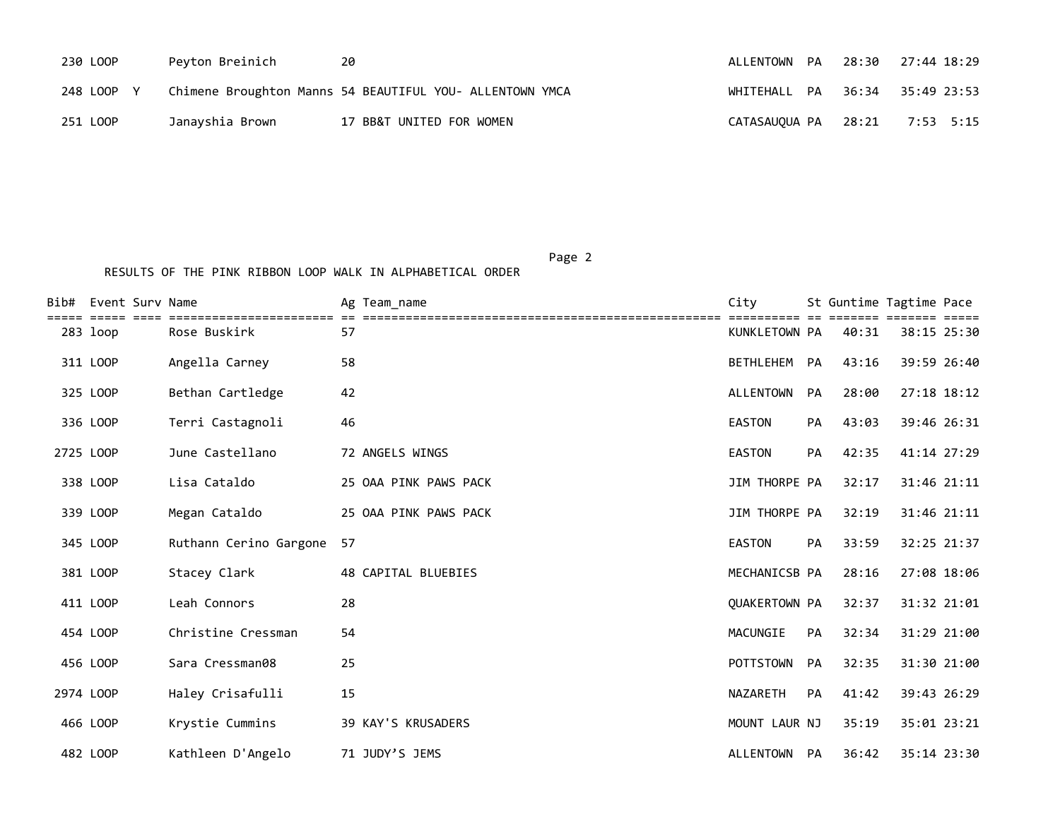| Bib# | Event | Surv | Name | Ag | Team_name | City | St | Guntime | Tagtime | Pace |
|---|---|---|---|---|---|---|---|---|---|---|
| 230 | LOOP | | Peyton Breinich | 20 | | ALLENTOWN | PA | 28:30 | 27:44 | 18:29 |
| 248 | LOOP | Y | Chimene Broughton Manns | 54 | BEAUTIFUL YOU- ALLENTOWN YMCA | WHITEHALL | PA | 36:34 | 35:49 | 23:53 |
| 251 | LOOP | | Janayshia Brown | 17 | BB&T UNITED FOR WOMEN | CATASAUQUA | PA | 28:21 | 7:53 | 5:15 |

RESULTS OF THE PINK RIBBON LOOP WALK IN ALPHABETICAL ORDER

| Bib# | Event | Surv | Name | Ag | Team_name | City | St | Guntime | Tagtime | Pace |
|---|---|---|---|---|---|---|---|---|---|---|
| 283 | loop | | Rose Buskirk | 57 | | KUNKLETOWN | PA | 40:31 | 38:15 | 25:30 |
| 311 | LOOP | | Angella Carney | 58 | | BETHLEHEM | PA | 43:16 | 39:59 | 26:40 |
| 325 | LOOP | | Bethan Cartledge | 42 | | ALLENTOWN | PA | 28:00 | 27:18 | 18:12 |
| 336 | LOOP | | Terri Castagnoli | 46 | | EASTON | PA | 43:03 | 39:46 | 26:31 |
| 2725 | LOOP | | June Castellano | 72 | ANGELS WINGS | EASTON | PA | 42:35 | 41:14 | 27:29 |
| 338 | LOOP | | Lisa Cataldo | 25 | OAA PINK PAWS PACK | JIM THORPE | PA | 32:17 | 31:46 | 21:11 |
| 339 | LOOP | | Megan Cataldo | 25 | OAA PINK PAWS PACK | JIM THORPE | PA | 32:19 | 31:46 | 21:11 |
| 345 | LOOP | | Ruthann Cerino Gargone | 57 | | EASTON | PA | 33:59 | 32:25 | 21:37 |
| 381 | LOOP | | Stacey Clark | 48 | CAPITAL BLUEBIES | MECHANICSB | PA | 28:16 | 27:08 | 18:06 |
| 411 | LOOP | | Leah Connors | 28 | | QUAKERTOWN | PA | 32:37 | 31:32 | 21:01 |
| 454 | LOOP | | Christine Cressman | 54 | | MACUNGIE | PA | 32:34 | 31:29 | 21:00 |
| 456 | LOOP | | Sara Cressman08 | 25 | | POTTSTOWN | PA | 32:35 | 31:30 | 21:00 |
| 2974 | LOOP | | Haley Crisafulli | 15 | | NAZARETH | PA | 41:42 | 39:43 | 26:29 |
| 466 | LOOP | | Krystie Cummins | 39 | KAY'S KRUSADERS | MOUNT LAUR | NJ | 35:19 | 35:01 | 23:21 |
| 482 | LOOP | | Kathleen D'Angelo | 71 | JUDY'S JEMS | ALLENTOWN | PA | 36:42 | 35:14 | 23:30 |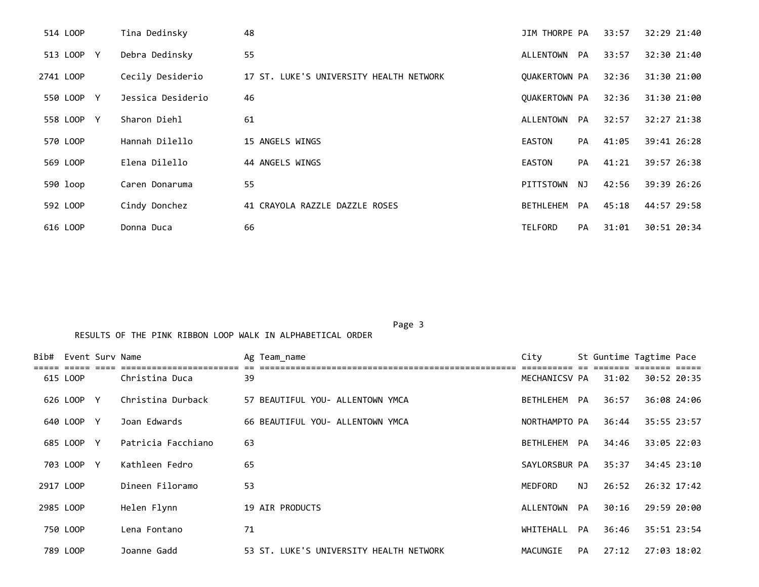| Bib# | Event | Surv | Name | Ag | Team_name | City | St | Guntime | Tagtime | Pace |
|---|---|---|---|---|---|---|---|---|---|---|
| 514 | LOOP | | Tina Dedinsky | 48 | | JIM THORPE | PA | 33:57 | 32:29 | 21:40 |
| 513 | LOOP | Y | Debra Dedinsky | 55 | | ALLENTOWN | PA | 33:57 | 32:30 | 21:40 |
| 2741 | LOOP | | Cecily Desiderio | 17 | ST. LUKE'S UNIVERSITY HEALTH NETWORK | QUAKERTOWN | PA | 32:36 | 31:30 | 21:00 |
| 550 | LOOP | Y | Jessica Desiderio | 46 | | QUAKERTOWN | PA | 32:36 | 31:30 | 21:00 |
| 558 | LOOP | Y | Sharon Diehl | 61 | | ALLENTOWN | PA | 32:57 | 32:27 | 21:38 |
| 570 | LOOP | | Hannah Dilello | 15 | ANGELS WINGS | EASTON | PA | 41:05 | 39:41 | 26:28 |
| 569 | LOOP | | Elena Dilello | 44 | ANGELS WINGS | EASTON | PA | 41:21 | 39:57 | 26:38 |
| 590 | loop | | Caren Donaruma | 55 | | PITTSTOWN | NJ | 42:56 | 39:39 | 26:26 |
| 592 | LOOP | | Cindy Donchez | 41 | CRAYOLA RAZZLE DAZZLE ROSES | BETHLEHEM | PA | 45:18 | 44:57 | 29:58 |
| 616 | LOOP | | Donna Duca | 66 | | TELFORD | PA | 31:01 | 30:51 | 20:34 |

RESULTS OF THE PINK RIBBON LOOP WALK IN ALPHABETICAL ORDER

| Bib# | Event | Surv | Name | Ag | Team_name | City | St | Guntime | Tagtime | Pace |
|---|---|---|---|---|---|---|---|---|---|---|
| 615 | LOOP | | Christina Duca | 39 | | MECHANICSV | PA | 31:02 | 30:52 | 20:35 |
| 626 | LOOP | Y | Christina Durback | 57 | BEAUTIFUL YOU- ALLENTOWN YMCA | BETHLEHEM | PA | 36:57 | 36:08 | 24:06 |
| 640 | LOOP | Y | Joan Edwards | 66 | BEAUTIFUL YOU- ALLENTOWN YMCA | NORTHAMPTO | PA | 36:44 | 35:55 | 23:57 |
| 685 | LOOP | Y | Patricia Facchiano | 63 | | BETHLEHEM | PA | 34:46 | 33:05 | 22:03 |
| 703 | LOOP | Y | Kathleen Fedro | 65 | | SAYLORSBUR | PA | 35:37 | 34:45 | 23:10 |
| 2917 | LOOP | | Dineen Filoramo | 53 | | MEDFORD | NJ | 26:52 | 26:32 | 17:42 |
| 2985 | LOOP | | Helen Flynn | 19 | AIR PRODUCTS | ALLENTOWN | PA | 30:16 | 29:59 | 20:00 |
| 750 | LOOP | | Lena Fontano | 71 | | WHITEHALL | PA | 36:46 | 35:51 | 23:54 |
| 789 | LOOP | | Joanne Gadd | 53 | ST. LUKE'S UNIVERSITY HEALTH NETWORK | MACUNGIE | PA | 27:12 | 27:03 | 18:02 |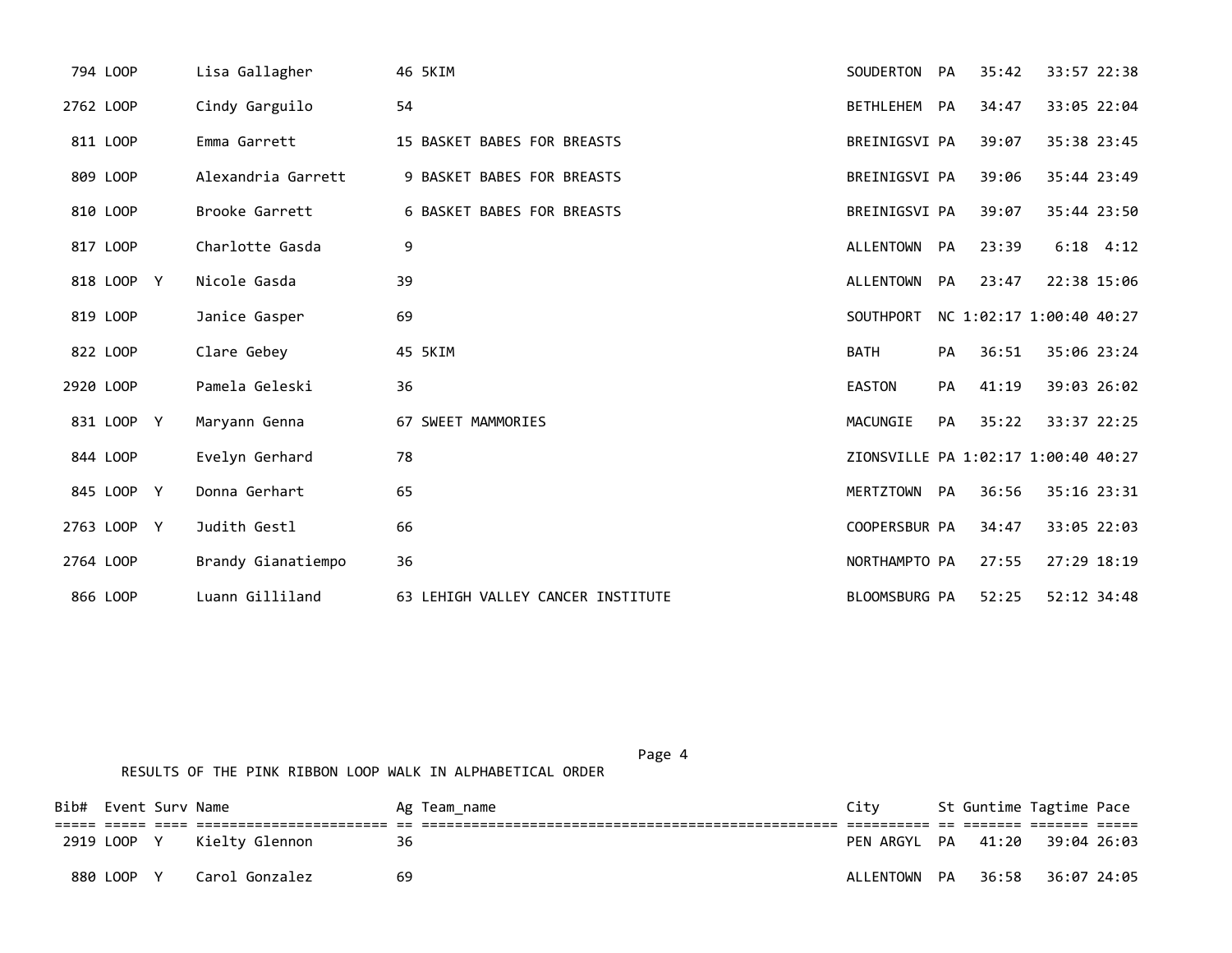| Bib# | Event | Surv | Name | Ag | Team_name | City | St | Guntime | Tagtime | Pace |
|---|---|---|---|---|---|---|---|---|---|---|
| 794 | LOOP | | Lisa Gallagher | 46 | 5KIM | SOUDERTON | PA | 35:42 | 33:57 | 22:38 |
| 2762 | LOOP | | Cindy Garguilo | 54 | | BETHLEHEM | PA | 34:47 | 33:05 | 22:04 |
| 811 | LOOP | | Emma Garrett | 15 | BASKET BABES FOR BREASTS | BREINIGSVI | PA | 39:07 | 35:38 | 23:45 |
| 809 | LOOP | | Alexandria Garrett | 9 | BASKET BABES FOR BREASTS | BREINIGSVI | PA | 39:06 | 35:44 | 23:49 |
| 810 | LOOP | | Brooke Garrett | 6 | BASKET BABES FOR BREASTS | BREINIGSVI | PA | 39:07 | 35:44 | 23:50 |
| 817 | LOOP | | Charlotte Gasda | 9 | | ALLENTOWN | PA | 23:39 | 6:18 | 4:12 |
| 818 | LOOP | Y | Nicole Gasda | 39 | | ALLENTOWN | PA | 23:47 | 22:38 | 15:06 |
| 819 | LOOP | | Janice Gasper | 69 | | SOUTHPORT | NC | 1:02:17 | 1:00:40 | 40:27 |
| 822 | LOOP | | Clare Gebey | 45 | 5KIM | BATH | PA | 36:51 | 35:06 | 23:24 |
| 2920 | LOOP | | Pamela Geleski | 36 | | EASTON | PA | 41:19 | 39:03 | 26:02 |
| 831 | LOOP | Y | Maryann Genna | 67 | SWEET MAMMORIES | MACUNGIE | PA | 35:22 | 33:37 | 22:25 |
| 844 | LOOP | | Evelyn Gerhard | 78 | | ZIONSVILLE | PA | 1:02:17 | 1:00:40 | 40:27 |
| 845 | LOOP | Y | Donna Gerhart | 65 | | MERTZTOWN | PA | 36:56 | 35:16 | 23:31 |
| 2763 | LOOP | Y | Judith Gestl | 66 | | COOPERSBUR | PA | 34:47 | 33:05 | 22:03 |
| 2764 | LOOP | | Brandy Gianatiempo | 36 | | NORTHAMPTO | PA | 27:55 | 27:29 | 18:19 |
| 866 | LOOP | | Luann Gilliland | 63 | LEHIGH VALLEY CANCER INSTITUTE | BLOOMSBURG | PA | 52:25 | 52:12 | 34:48 |

RESULTS OF THE PINK RIBBON LOOP WALK IN ALPHABETICAL ORDER

| Bib# | Event | Surv | Name | Ag | Team_name | City | St | Guntime | Tagtime | Pace |
|---|---|---|---|---|---|---|---|---|---|---|
| 2919 | LOOP | Y | Kielty Glennon | 36 | | PEN ARGYL | PA | 41:20 | 39:04 | 26:03 |
| 880 | LOOP | Y | Carol Gonzalez | 69 | | ALLENTOWN | PA | 36:58 | 36:07 | 24:05 |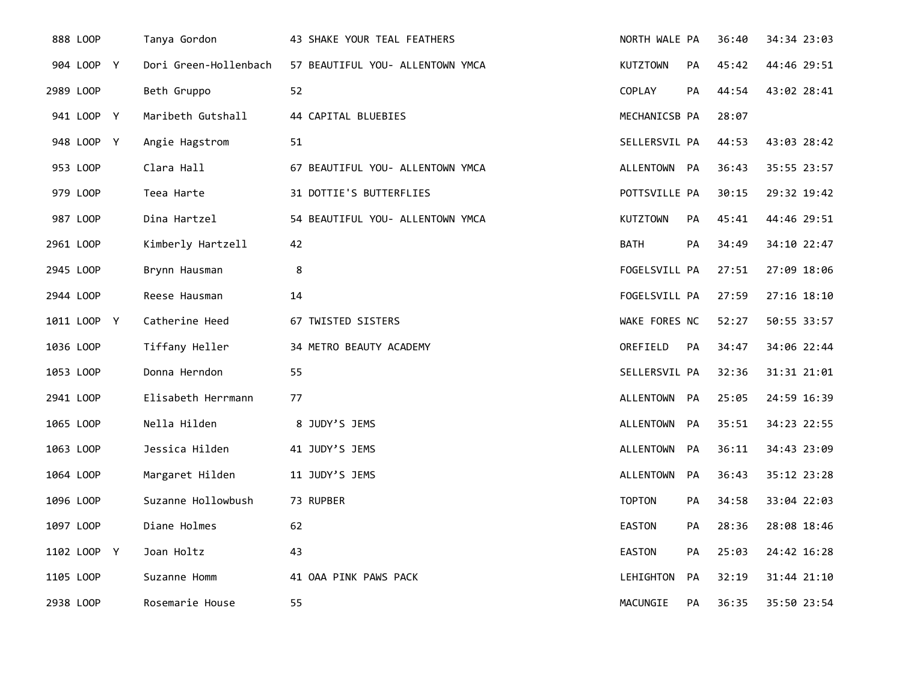| | | | | | | | | | |
|---|---|---|---|---|---|---|---|---|---|
| 888 | LOOP | | Tanya Gordon | 43 | SHAKE YOUR TEAL FEATHERS | NORTH WALE | PA | 36:40 | 34:34 23:03 |
| 904 | LOOP | Y | Dori Green-Hollenbach | 57 | BEAUTIFUL YOU- ALLENTOWN YMCA | KUTZTOWN | PA | 45:42 | 44:46 29:51 |
| 2989 | LOOP | | Beth Gruppo | 52 | | COPLAY | PA | 44:54 | 43:02 28:41 |
| 941 | LOOP | Y | Maribeth Gutshall | 44 | CAPITAL BLUEBIES | MECHANICSB | PA | 28:07 | |
| 948 | LOOP | Y | Angie Hagstrom | 51 | | SELLERSVIL | PA | 44:53 | 43:03 28:42 |
| 953 | LOOP | | Clara Hall | 67 | BEAUTIFUL YOU- ALLENTOWN YMCA | ALLENTOWN | PA | 36:43 | 35:55 23:57 |
| 979 | LOOP | | Teea Harte | 31 | DOTTIE'S BUTTERFLIES | POTTSVILLE | PA | 30:15 | 29:32 19:42 |
| 987 | LOOP | | Dina Hartzel | 54 | BEAUTIFUL YOU- ALLENTOWN YMCA | KUTZTOWN | PA | 45:41 | 44:46 29:51 |
| 2961 | LOOP | | Kimberly Hartzell | 42 | | BATH | PA | 34:49 | 34:10 22:47 |
| 2945 | LOOP | | Brynn Hausman | 8 | | FOGELSVILL | PA | 27:51 | 27:09 18:06 |
| 2944 | LOOP | | Reese Hausman | 14 | | FOGELSVILL | PA | 27:59 | 27:16 18:10 |
| 1011 | LOOP | Y | Catherine Heed | 67 | TWISTED SISTERS | WAKE FORES | NC | 52:27 | 50:55 33:57 |
| 1036 | LOOP | | Tiffany Heller | 34 | METRO BEAUTY ACADEMY | OREFIELD | PA | 34:47 | 34:06 22:44 |
| 1053 | LOOP | | Donna Herndon | 55 | | SELLERSVIL | PA | 32:36 | 31:31 21:01 |
| 2941 | LOOP | | Elisabeth Herrmann | 77 | | ALLENTOWN | PA | 25:05 | 24:59 16:39 |
| 1065 | LOOP | | Nella Hilden | 8 | JUDY’S JEMS | ALLENTOWN | PA | 35:51 | 34:23 22:55 |
| 1063 | LOOP | | Jessica Hilden | 41 | JUDY’S JEMS | ALLENTOWN | PA | 36:11 | 34:43 23:09 |
| 1064 | LOOP | | Margaret Hilden | 11 | JUDY’S JEMS | ALLENTOWN | PA | 36:43 | 35:12 23:28 |
| 1096 | LOOP | | Suzanne Hollowbush | 73 | RUPBER | TOPTON | PA | 34:58 | 33:04 22:03 |
| 1097 | LOOP | | Diane Holmes | 62 | | EASTON | PA | 28:36 | 28:08 18:46 |
| 1102 | LOOP | Y | Joan Holtz | 43 | | EASTON | PA | 25:03 | 24:42 16:28 |
| 1105 | LOOP | | Suzanne Homm | 41 | OAA PINK PAWS PACK | LEHIGHTON | PA | 32:19 | 31:44 21:10 |
| 2938 | LOOP | | Rosemarie House | 55 | | MACUNGIE | PA | 36:35 | 35:50 23:54 |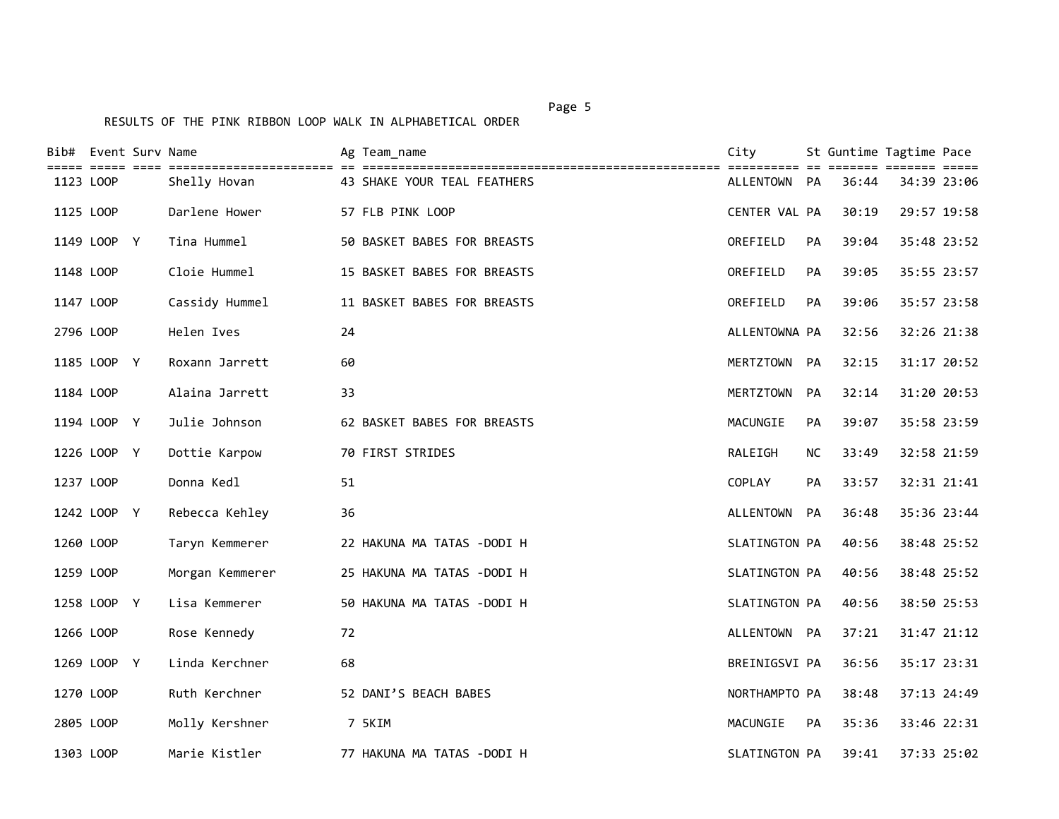RESULTS OF THE PINK RIBBON LOOP WALK IN ALPHABETICAL ORDER

| Bib# | Event | Surv | Name | Ag | Team_name | City | St | Guntime | Tagtime | Pace |
|---|---|---|---|---|---|---|---|---|---|---|
| 1123 | LOOP | | Shelly Hovan | 43 | SHAKE YOUR TEAL FEATHERS | ALLENTOWN | PA | 36:44 | 34:39 | 23:06 |
| 1125 | LOOP | | Darlene Hower | 57 | FLB PINK LOOP | CENTER VAL | PA | 30:19 | 29:57 | 19:58 |
| 1149 | LOOP | Y | Tina Hummel | 50 | BASKET BABES FOR BREASTS | OREFIELD | PA | 39:04 | 35:48 | 23:52 |
| 1148 | LOOP | | Cloie Hummel | 15 | BASKET BABES FOR BREASTS | OREFIELD | PA | 39:05 | 35:55 | 23:57 |
| 1147 | LOOP | | Cassidy Hummel | 11 | BASKET BABES FOR BREASTS | OREFIELD | PA | 39:06 | 35:57 | 23:58 |
| 2796 | LOOP | | Helen Ives | 24 | | ALLENTOWNA | PA | 32:56 | 32:26 | 21:38 |
| 1185 | LOOP | Y | Roxann Jarrett | 60 | | MERTZTOWN | PA | 32:15 | 31:17 | 20:52 |
| 1184 | LOOP | | Alaina Jarrett | 33 | | MERTZTOWN | PA | 32:14 | 31:20 | 20:53 |
| 1194 | LOOP | Y | Julie Johnson | 62 | BASKET BABES FOR BREASTS | MACUNGIE | PA | 39:07 | 35:58 | 23:59 |
| 1226 | LOOP | Y | Dottie Karpow | 70 | FIRST STRIDES | RALEIGH | NC | 33:49 | 32:58 | 21:59 |
| 1237 | LOOP | | Donna Kedl | 51 | | COPLAY | PA | 33:57 | 32:31 | 21:41 |
| 1242 | LOOP | Y | Rebecca Kehley | 36 | | ALLENTOWN | PA | 36:48 | 35:36 | 23:44 |
| 1260 | LOOP | | Taryn Kemmerer | 22 | HAKUNA MA TATAS -DODI H | SLATINGTON | PA | 40:56 | 38:48 | 25:52 |
| 1259 | LOOP | | Morgan Kemmerer | 25 | HAKUNA MA TATAS -DODI H | SLATINGTON | PA | 40:56 | 38:48 | 25:52 |
| 1258 | LOOP | Y | Lisa Kemmerer | 50 | HAKUNA MA TATAS -DODI H | SLATINGTON | PA | 40:56 | 38:50 | 25:53 |
| 1266 | LOOP | | Rose Kennedy | 72 | | ALLENTOWN | PA | 37:21 | 31:47 | 21:12 |
| 1269 | LOOP | Y | Linda Kerchner | 68 | | BREINIGSVI | PA | 36:56 | 35:17 | 23:31 |
| 1270 | LOOP | | Ruth Kerchner | 52 | DANI’S BEACH BABES | NORTHAMPTO | PA | 38:48 | 37:13 | 24:49 |
| 2805 | LOOP | | Molly Kershner | 7 | 5KIM | MACUNGIE | PA | 35:36 | 33:46 | 22:31 |
| 1303 | LOOP | | Marie Kistler | 77 | HAKUNA MA TATAS -DODI H | SLATINGTON | PA | 39:41 | 37:33 | 25:02 |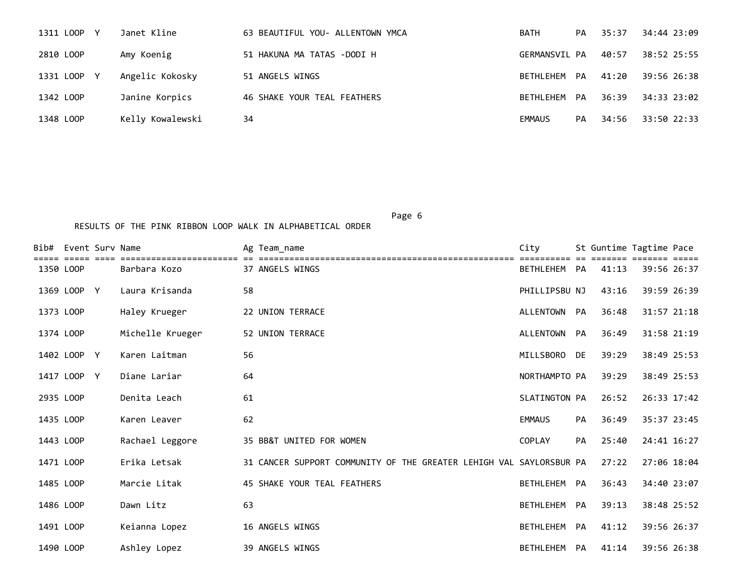| Bib# | Event | Surv | Name | Ag | Team_name | City | St | Guntime | Tagtime | Pace |
|---|---|---|---|---|---|---|---|---|---|---|
| 1311 | LOOP | Y | Janet Kline | 63 | BEAUTIFUL YOU- ALLENTOWN YMCA | BATH | PA | 35:37 | 34:44 | 23:09 |
| 2810 | LOOP | | Amy Koenig | 51 | HAKUNA MA TATAS -DODI H | GERMANSVIL | PA | 40:57 | 38:52 | 25:55 |
| 1331 | LOOP | Y | Angelic Kokosky | 51 | ANGELS WINGS | BETHLEHEM | PA | 41:20 | 39:56 | 26:38 |
| 1342 | LOOP | | Janine Korpics | 46 | SHAKE YOUR TEAL FEATHERS | BETHLEHEM | PA | 36:39 | 34:33 | 23:02 |
| 1348 | LOOP | | Kelly Kowalewski | 34 | | EMMAUS | PA | 34:56 | 33:50 | 22:33 |

RESULTS OF THE PINK RIBBON LOOP WALK IN ALPHABETICAL ORDER

| Bib# | Event | Surv | Name | Ag | Team_name | City | St | Guntime | Tagtime | Pace |
|---|---|---|---|---|---|---|---|---|---|---|
| 1350 | LOOP | | Barbara Kozo | 37 | ANGELS WINGS | BETHLEHEM | PA | 41:13 | 39:56 | 26:37 |
| 1369 | LOOP | Y | Laura Krisanda | 58 | | PHILLIPSBU | NJ | 43:16 | 39:59 | 26:39 |
| 1373 | LOOP | | Haley Krueger | 22 | UNION TERRACE | ALLENTOWN | PA | 36:48 | 31:57 | 21:18 |
| 1374 | LOOP | | Michelle Krueger | 52 | UNION TERRACE | ALLENTOWN | PA | 36:49 | 31:58 | 21:19 |
| 1402 | LOOP | Y | Karen Laitman | 56 | | MILLSBORO | DE | 39:29 | 38:49 | 25:53 |
| 1417 | LOOP | Y | Diane Lariar | 64 | | NORTHAMPTO | PA | 39:29 | 38:49 | 25:53 |
| 2935 | LOOP | | Denita Leach | 61 | | SLATINGTON | PA | 26:52 | 26:33 | 17:42 |
| 1435 | LOOP | | Karen Leaver | 62 | | EMMAUS | PA | 36:49 | 35:37 | 23:45 |
| 1443 | LOOP | | Rachael Leggore | 35 | BB&T UNITED FOR WOMEN | COPLAY | PA | 25:40 | 24:41 | 16:27 |
| 1471 | LOOP | | Erika Letsak | 31 | CANCER SUPPORT COMMUNITY OF THE GREATER LEHIGH VAL | SAYLORSBUR | PA | 27:22 | 27:06 | 18:04 |
| 1485 | LOOP | | Marcie Litak | 45 | SHAKE YOUR TEAL FEATHERS | BETHLEHEM | PA | 36:43 | 34:40 | 23:07 |
| 1486 | LOOP | | Dawn Litz | 63 | | BETHLEHEM | PA | 39:13 | 38:48 | 25:52 |
| 1491 | LOOP | | Keianna Lopez | 16 | ANGELS WINGS | BETHLEHEM | PA | 41:12 | 39:56 | 26:37 |
| 1490 | LOOP | | Ashley Lopez | 39 | ANGELS WINGS | BETHLEHEM | PA | 41:14 | 39:56 | 26:38 |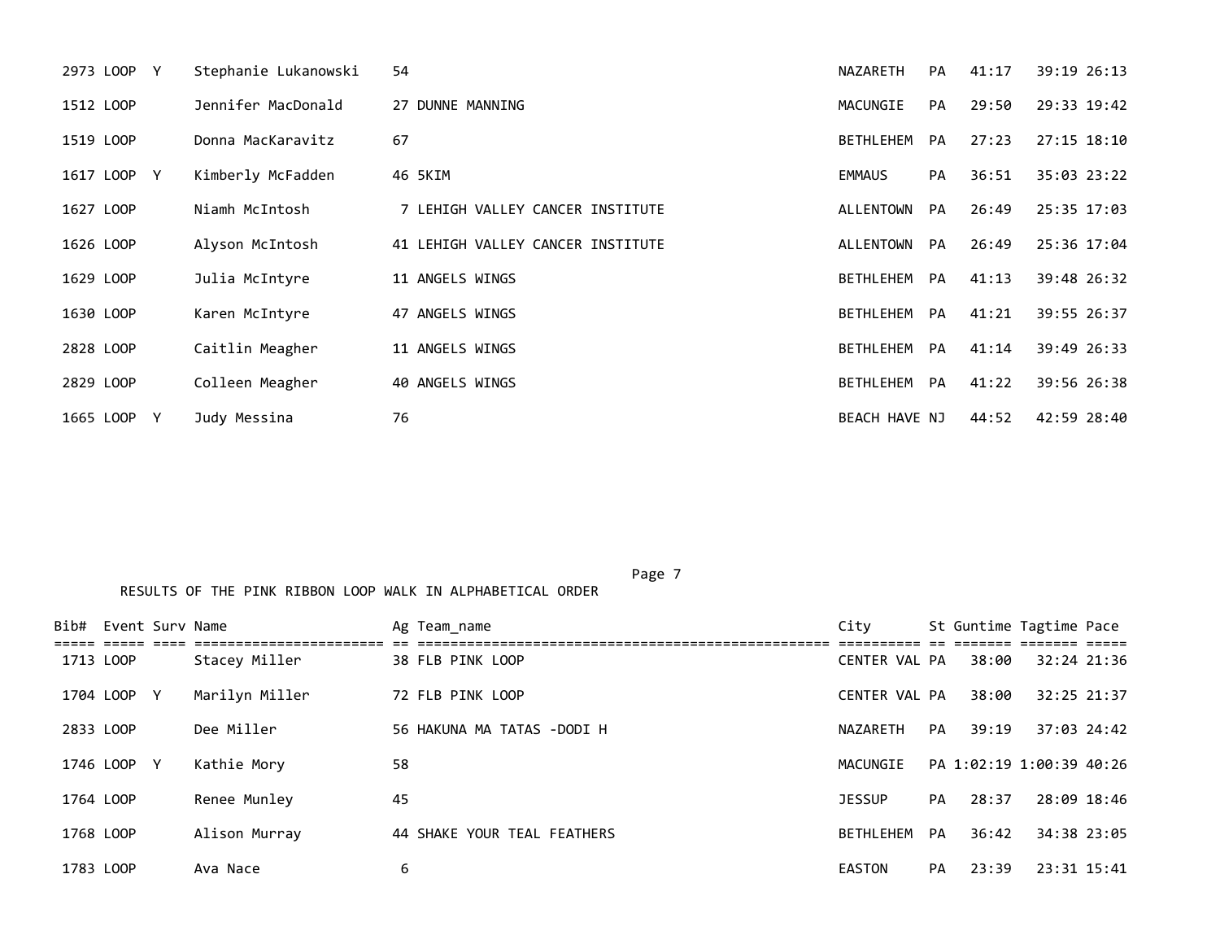| Bib# | Event | Surv | Name | Ag | Team_name | City | St | Guntime | Tagtime | Pace |
|---|---|---|---|---|---|---|---|---|---|---|
| 2973 | LOOP | Y | Stephanie Lukanowski | 54 | | NAZARETH | PA | 41:17 | 39:19 | 26:13 |
| 1512 | LOOP | | Jennifer MacDonald | 27 | DUNNE MANNING | MACUNGIE | PA | 29:50 | 29:33 | 19:42 |
| 1519 | LOOP | | Donna MacKaravitz | 67 | | BETHLEHEM | PA | 27:23 | 27:15 | 18:10 |
| 1617 | LOOP | Y | Kimberly McFadden | 46 | 5KIM | EMMAUS | PA | 36:51 | 35:03 | 23:22 |
| 1627 | LOOP | | Niamh McIntosh | 7 | LEHIGH VALLEY CANCER INSTITUTE | ALLENTOWN | PA | 26:49 | 25:35 | 17:03 |
| 1626 | LOOP | | Alyson McIntosh | 41 | LEHIGH VALLEY CANCER INSTITUTE | ALLENTOWN | PA | 26:49 | 25:36 | 17:04 |
| 1629 | LOOP | | Julia McIntyre | 11 | ANGELS WINGS | BETHLEHEM | PA | 41:13 | 39:48 | 26:32 |
| 1630 | LOOP | | Karen McIntyre | 47 | ANGELS WINGS | BETHLEHEM | PA | 41:21 | 39:55 | 26:37 |
| 2828 | LOOP | | Caitlin Meagher | 11 | ANGELS WINGS | BETHLEHEM | PA | 41:14 | 39:49 | 26:33 |
| 2829 | LOOP | | Colleen Meagher | 40 | ANGELS WINGS | BETHLEHEM | PA | 41:22 | 39:56 | 26:38 |
| 1665 | LOOP | Y | Judy Messina | 76 | | BEACH HAVE | NJ | 44:52 | 42:59 | 28:40 |

RESULTS OF THE PINK RIBBON LOOP WALK IN ALPHABETICAL ORDER

| Bib# | Event | Surv | Name | Ag | Team_name | City | St | Guntime | Tagtime | Pace |
|---|---|---|---|---|---|---|---|---|---|---|
| 1713 | LOOP | | Stacey Miller | 38 | FLB PINK LOOP | CENTER VAL | PA | 38:00 | 32:24 | 21:36 |
| 1704 | LOOP | Y | Marilyn Miller | 72 | FLB PINK LOOP | CENTER VAL | PA | 38:00 | 32:25 | 21:37 |
| 2833 | LOOP | | Dee Miller | 56 | HAKUNA MA TATAS -DODI H | NAZARETH | PA | 39:19 | 37:03 | 24:42 |
| 1746 | LOOP | Y | Kathie Mory | 58 | | MACUNGIE | PA | 1:02:19 | 1:00:39 | 40:26 |
| 1764 | LOOP | | Renee Munley | 45 | | JESSUP | PA | 28:37 | 28:09 | 18:46 |
| 1768 | LOOP | | Alison Murray | 44 | SHAKE YOUR TEAL FEATHERS | BETHLEHEM | PA | 36:42 | 34:38 | 23:05 |
| 1783 | LOOP | | Ava Nace | 6 | | EASTON | PA | 23:39 | 23:31 | 15:41 |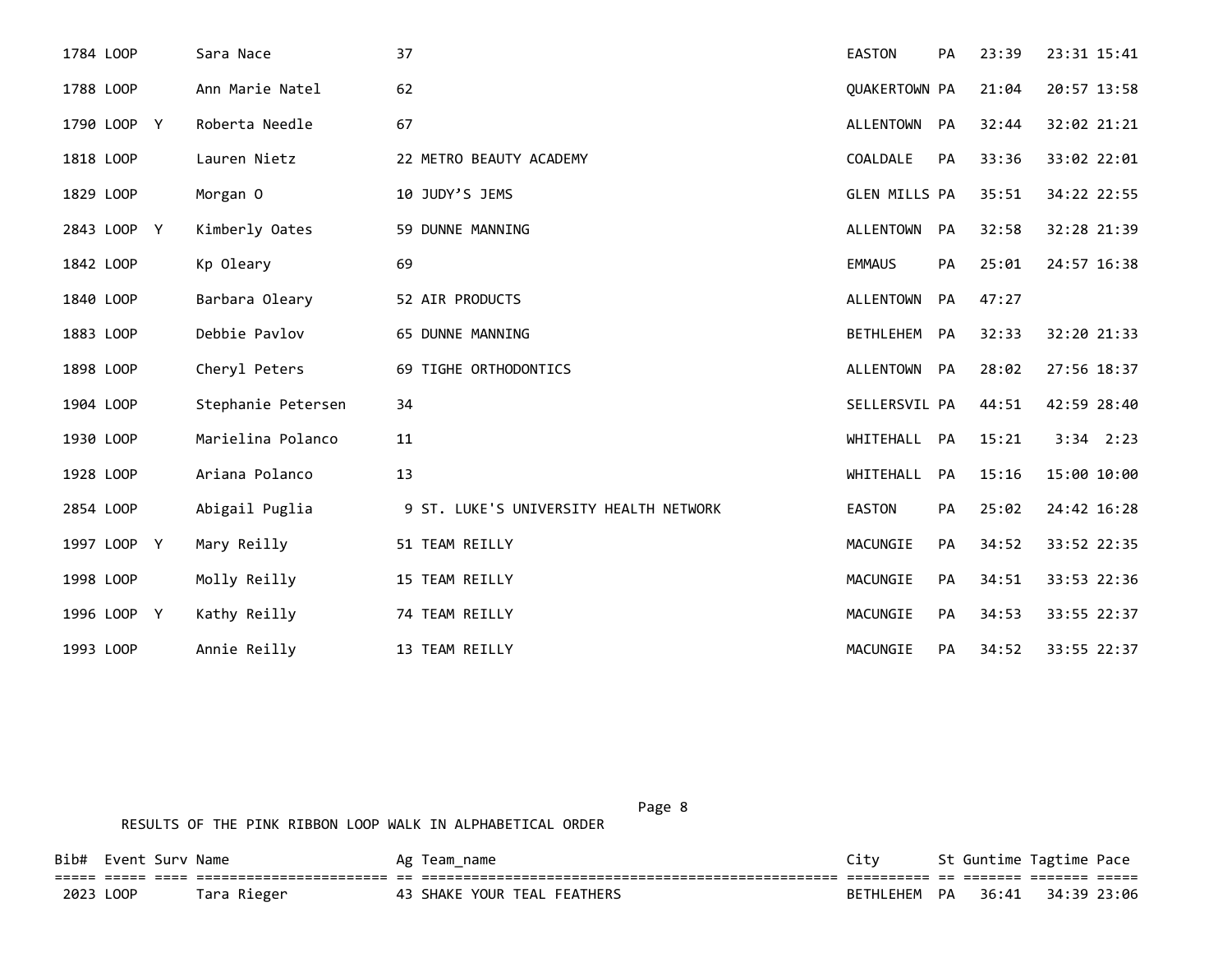| Bib# | Event | Surv | Name | Ag | Team_name | City | St | Guntime | Tagtime | Pace |
|---|---|---|---|---|---|---|---|---|---|---|
| 1784 | LOOP | | Sara Nace | 37 | | EASTON | PA | 23:39 | 23:31 | 15:41 |
| 1788 | LOOP | | Ann Marie Natel | 62 | | QUAKERTOWN | PA | 21:04 | 20:57 | 13:58 |
| 1790 | LOOP | Y | Roberta Needle | 67 | | ALLENTOWN | PA | 32:44 | 32:02 | 21:21 |
| 1818 | LOOP | | Lauren Nietz | 22 | METRO BEAUTY ACADEMY | COALDALE | PA | 33:36 | 33:02 | 22:01 |
| 1829 | LOOP | | Morgan O | 10 | JUDY'S JEMS | GLEN MILLS | PA | 35:51 | 34:22 | 22:55 |
| 2843 | LOOP | Y | Kimberly Oates | 59 | DUNNE MANNING | ALLENTOWN | PA | 32:58 | 32:28 | 21:39 |
| 1842 | LOOP | | Kp Oleary | 69 | | EMMAUS | PA | 25:01 | 24:57 | 16:38 |
| 1840 | LOOP | | Barbara Oleary | 52 | AIR PRODUCTS | ALLENTOWN | PA | 47:27 | | |
| 1883 | LOOP | | Debbie Pavlov | 65 | DUNNE MANNING | BETHLEHEM | PA | 32:33 | 32:20 | 21:33 |
| 1898 | LOOP | | Cheryl Peters | 69 | TIGHE ORTHODONTICS | ALLENTOWN | PA | 28:02 | 27:56 | 18:37 |
| 1904 | LOOP | | Stephanie Petersen | 34 | | SELLERSVIL | PA | 44:51 | 42:59 | 28:40 |
| 1930 | LOOP | | Marielina Polanco | 11 | | WHITEHALL | PA | 15:21 | 3:34 | 2:23 |
| 1928 | LOOP | | Ariana Polanco | 13 | | WHITEHALL | PA | 15:16 | 15:00 | 10:00 |
| 2854 | LOOP | | Abigail Puglia | 9 | ST. LUKE'S UNIVERSITY HEALTH NETWORK | EASTON | PA | 25:02 | 24:42 | 16:28 |
| 1997 | LOOP | Y | Mary Reilly | 51 | TEAM REILLY | MACUNGIE | PA | 34:52 | 33:52 | 22:35 |
| 1998 | LOOP | | Molly Reilly | 15 | TEAM REILLY | MACUNGIE | PA | 34:51 | 33:53 | 22:36 |
| 1996 | LOOP | Y | Kathy Reilly | 74 | TEAM REILLY | MACUNGIE | PA | 34:53 | 33:55 | 22:37 |
| 1993 | LOOP | | Annie Reilly | 13 | TEAM REILLY | MACUNGIE | PA | 34:52 | 33:55 | 22:37 |

RESULTS OF THE PINK RIBBON LOOP WALK IN ALPHABETICAL ORDER

| Bib# | Event | Surv | Name | Ag | Team_name | City | St | Guntime | Tagtime | Pace |
|---|---|---|---|---|---|---|---|---|---|---|
| 2023 | LOOP | | Tara Rieger | 43 | SHAKE YOUR TEAL FEATHERS | BETHLEHEM | PA | 36:41 | 34:39 | 23:06 |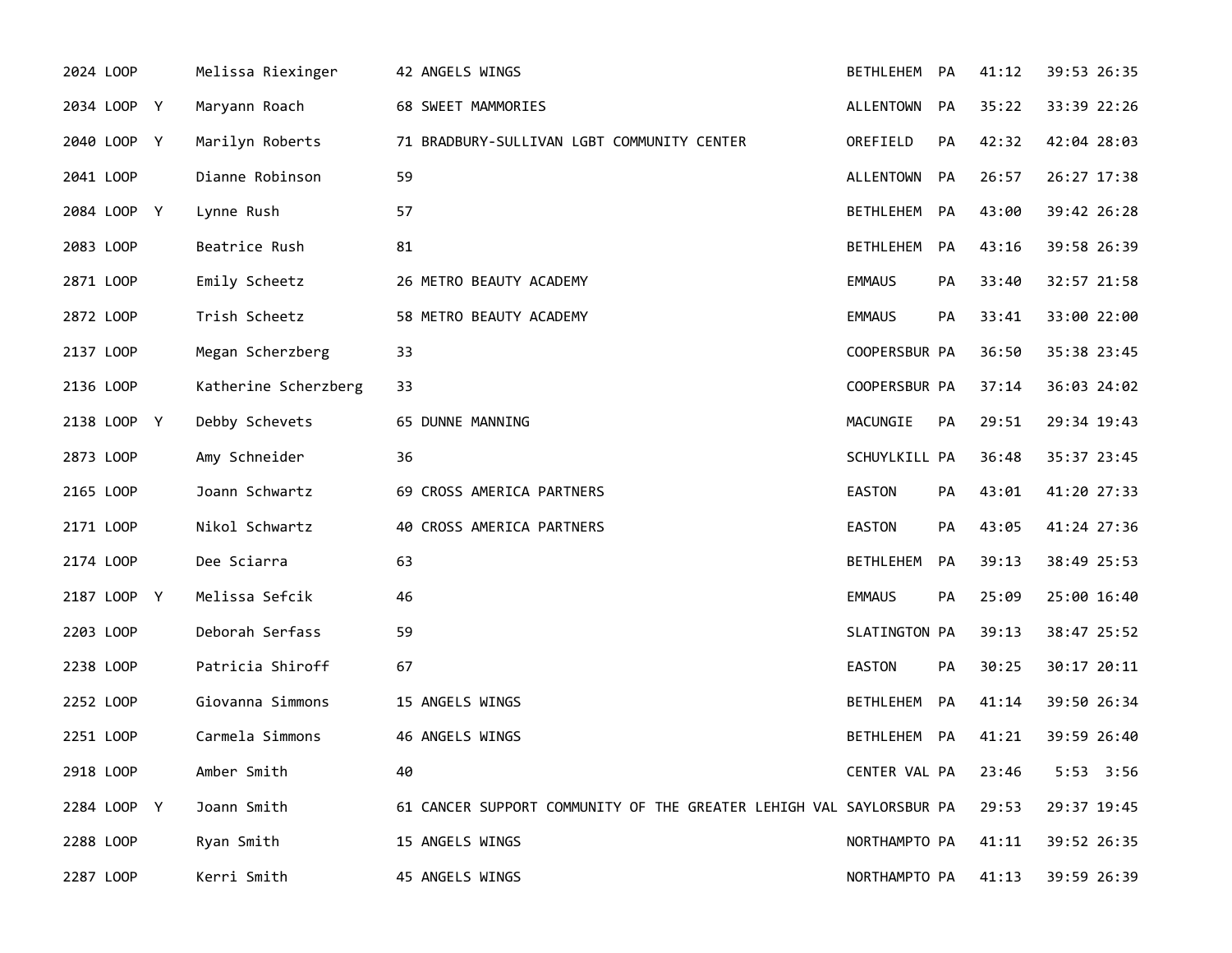| | | | | | | | | | |
|---|---|---|---|---|---|---|---|---|---|
| 2024 | LOOP | | Melissa Riexinger | 42 ANGELS WINGS | BETHLEHEM | PA | 41:12 | 39:53 | 26:35 |
| 2034 | LOOP | Y | Maryann Roach | 68 SWEET MAMMORIES | ALLENTOWN | PA | 35:22 | 33:39 | 22:26 |
| 2040 | LOOP | Y | Marilyn Roberts | 71 BRADBURY-SULLIVAN LGBT COMMUNITY CENTER | OREFIELD | PA | 42:32 | 42:04 | 28:03 |
| 2041 | LOOP | | Dianne Robinson | 59 | ALLENTOWN | PA | 26:57 | 26:27 | 17:38 |
| 2084 | LOOP | Y | Lynne Rush | 57 | BETHLEHEM | PA | 43:00 | 39:42 | 26:28 |
| 2083 | LOOP | | Beatrice Rush | 81 | BETHLEHEM | PA | 43:16 | 39:58 | 26:39 |
| 2871 | LOOP | | Emily Scheetz | 26 METRO BEAUTY ACADEMY | EMMAUS | PA | 33:40 | 32:57 | 21:58 |
| 2872 | LOOP | | Trish Scheetz | 58 METRO BEAUTY ACADEMY | EMMAUS | PA | 33:41 | 33:00 | 22:00 |
| 2137 | LOOP | | Megan Scherzberg | 33 | COOPERSBUR | PA | 36:50 | 35:38 | 23:45 |
| 2136 | LOOP | | Katherine Scherzberg | 33 | COOPERSBUR | PA | 37:14 | 36:03 | 24:02 |
| 2138 | LOOP | Y | Debby Schevets | 65 DUNNE MANNING | MACUNGIE | PA | 29:51 | 29:34 | 19:43 |
| 2873 | LOOP | | Amy Schneider | 36 | SCHUYLKILL | PA | 36:48 | 35:37 | 23:45 |
| 2165 | LOOP | | Joann Schwartz | 69 CROSS AMERICA PARTNERS | EASTON | PA | 43:01 | 41:20 | 27:33 |
| 2171 | LOOP | | Nikol Schwartz | 40 CROSS AMERICA PARTNERS | EASTON | PA | 43:05 | 41:24 | 27:36 |
| 2174 | LOOP | | Dee Sciarra | 63 | BETHLEHEM | PA | 39:13 | 38:49 | 25:53 |
| 2187 | LOOP | Y | Melissa Sefcik | 46 | EMMAUS | PA | 25:09 | 25:00 | 16:40 |
| 2203 | LOOP | | Deborah Serfass | 59 | SLATINGTON | PA | 39:13 | 38:47 | 25:52 |
| 2238 | LOOP | | Patricia Shiroff | 67 | EASTON | PA | 30:25 | 30:17 | 20:11 |
| 2252 | LOOP | | Giovanna Simmons | 15 ANGELS WINGS | BETHLEHEM | PA | 41:14 | 39:50 | 26:34 |
| 2251 | LOOP | | Carmela Simmons | 46 ANGELS WINGS | BETHLEHEM | PA | 41:21 | 39:59 | 26:40 |
| 2918 | LOOP | | Amber Smith | 40 | CENTER VAL | PA | 23:46 | 5:53 | 3:56 |
| 2284 | LOOP | Y | Joann Smith | 61 CANCER SUPPORT COMMUNITY OF THE GREATER LEHIGH VAL | SAYLORSBUR | PA | 29:53 | 29:37 | 19:45 |
| 2288 | LOOP | | Ryan Smith | 15 ANGELS WINGS | NORTHAMPTO | PA | 41:11 | 39:52 | 26:35 |
| 2287 | LOOP | | Kerri Smith | 45 ANGELS WINGS | NORTHAMPTO | PA | 41:13 | 39:59 | 26:39 |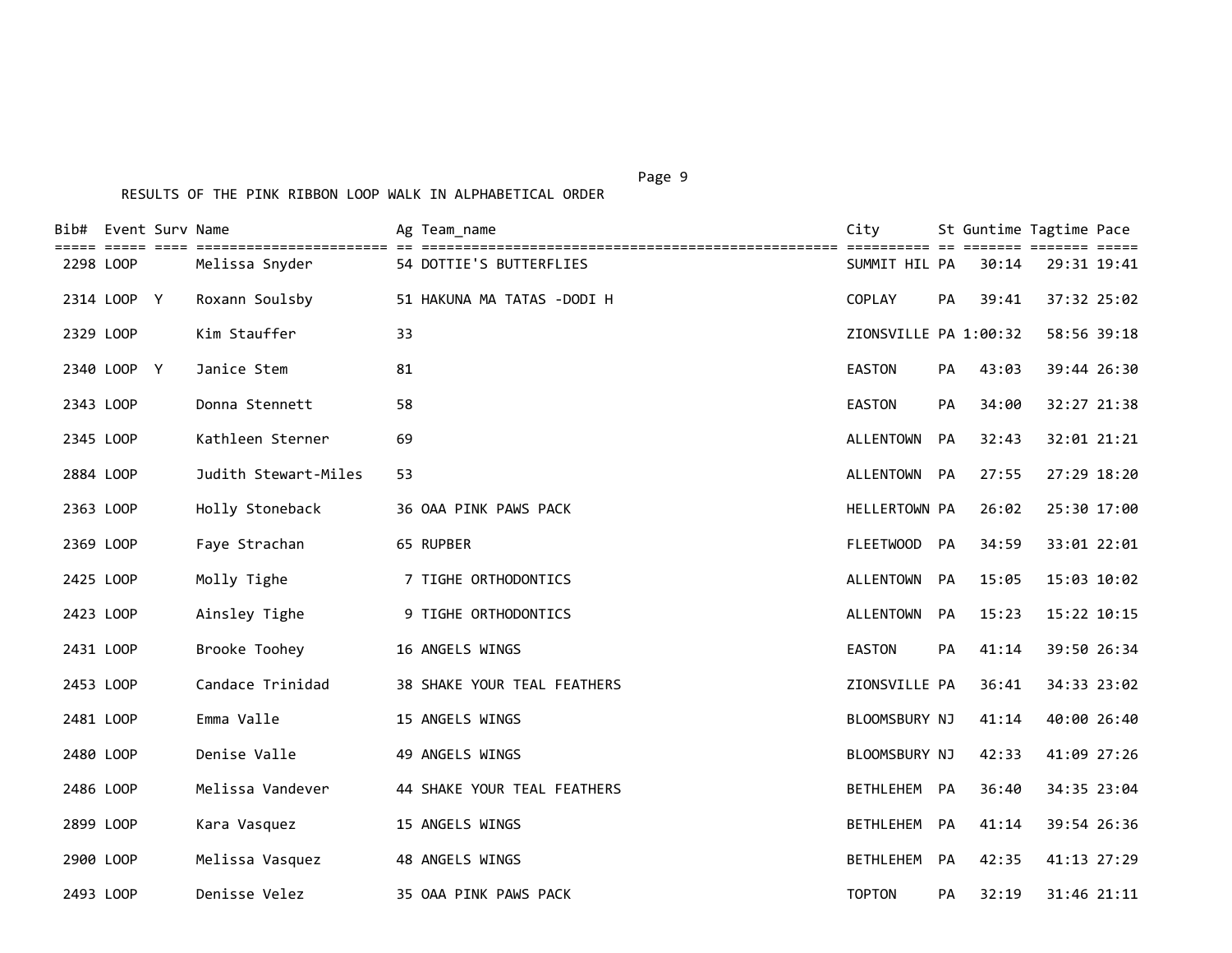RESULTS OF THE PINK RIBBON LOOP WALK IN ALPHABETICAL ORDER

| Bib# | Event | Surv | Name | Ag | Team_name | City | St | Guntime | Tagtime | Pace |
|---|---|---|---|---|---|---|---|---|---|---|
| 2298 | LOOP | | Melissa Snyder | 54 | DOTTIE'S BUTTERFLIES | SUMMIT HIL | PA | 30:14 | 29:31 | 19:41 |
| 2314 | LOOP | Y | Roxann Soulsby | 51 | HAKUNA MA TATAS -DODI H | COPLAY | PA | 39:41 | 37:32 | 25:02 |
| 2329 | LOOP | | Kim Stauffer | 33 | | ZIONSVILLE | PA | 1:00:32 | 58:56 | 39:18 |
| 2340 | LOOP | Y | Janice Stem | 81 | | EASTON | PA | 43:03 | 39:44 | 26:30 |
| 2343 | LOOP | | Donna Stennett | 58 | | EASTON | PA | 34:00 | 32:27 | 21:38 |
| 2345 | LOOP | | Kathleen Sterner | 69 | | ALLENTOWN | PA | 32:43 | 32:01 | 21:21 |
| 2884 | LOOP | | Judith Stewart-Miles | 53 | | ALLENTOWN | PA | 27:55 | 27:29 | 18:20 |
| 2363 | LOOP | | Holly Stoneback | 36 | OAA PINK PAWS PACK | HELLERTOWN | PA | 26:02 | 25:30 | 17:00 |
| 2369 | LOOP | | Faye Strachan | 65 | RUPBER | FLEETWOOD | PA | 34:59 | 33:01 | 22:01 |
| 2425 | LOOP | | Molly Tighe | 7 | TIGHE ORTHODONTICS | ALLENTOWN | PA | 15:05 | 15:03 | 10:02 |
| 2423 | LOOP | | Ainsley Tighe | 9 | TIGHE ORTHODONTICS | ALLENTOWN | PA | 15:23 | 15:22 | 10:15 |
| 2431 | LOOP | | Brooke Toohey | 16 | ANGELS WINGS | EASTON | PA | 41:14 | 39:50 | 26:34 |
| 2453 | LOOP | | Candace Trinidad | 38 | SHAKE YOUR TEAL FEATHERS | ZIONSVILLE | PA | 36:41 | 34:33 | 23:02 |
| 2481 | LOOP | | Emma Valle | 15 | ANGELS WINGS | BLOOMSBURY | NJ | 41:14 | 40:00 | 26:40 |
| 2480 | LOOP | | Denise Valle | 49 | ANGELS WINGS | BLOOMSBURY | NJ | 42:33 | 41:09 | 27:26 |
| 2486 | LOOP | | Melissa Vandever | 44 | SHAKE YOUR TEAL FEATHERS | BETHLEHEM | PA | 36:40 | 34:35 | 23:04 |
| 2899 | LOOP | | Kara Vasquez | 15 | ANGELS WINGS | BETHLEHEM | PA | 41:14 | 39:54 | 26:36 |
| 2900 | LOOP | | Melissa Vasquez | 48 | ANGELS WINGS | BETHLEHEM | PA | 42:35 | 41:13 | 27:29 |
| 2493 | LOOP | | Denisse Velez | 35 | OAA PINK PAWS PACK | TOPTON | PA | 32:19 | 31:46 | 21:11 |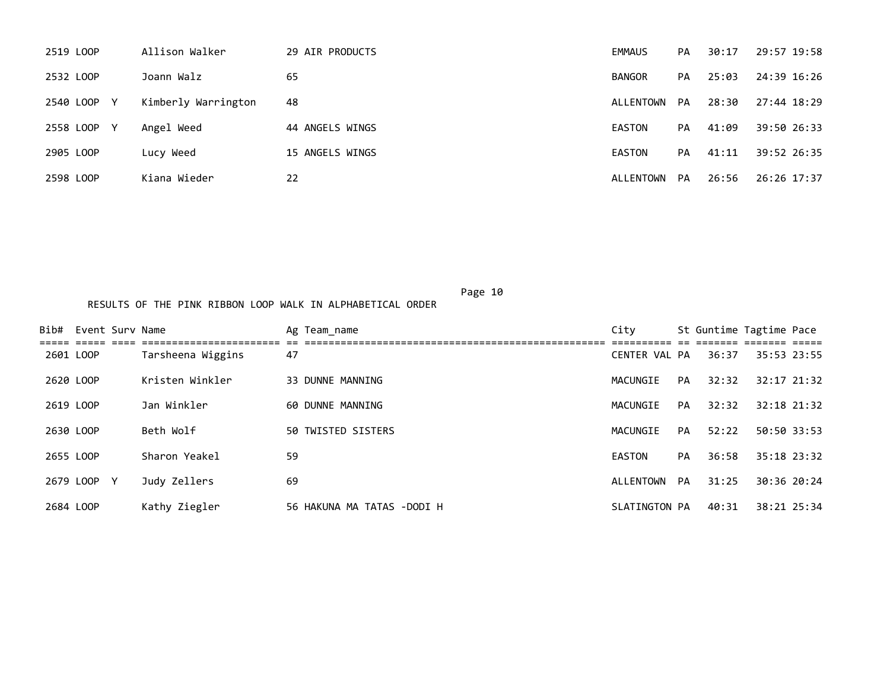| Bib# | Event | Surv | Name | Ag | Team_name | City | St | Guntime | Tagtime | Pace |
|---|---|---|---|---|---|---|---|---|---|---|
| 2519 | LOOP | | Allison Walker | 29 | AIR PRODUCTS | EMMAUS | PA | 30:17 | 29:57 | 19:58 |
| 2532 | LOOP | | Joann Walz | 65 | | BANGOR | PA | 25:03 | 24:39 | 16:26 |
| 2540 | LOOP | Y | Kimberly Warrington | 48 | | ALLENTOWN | PA | 28:30 | 27:44 | 18:29 |
| 2558 | LOOP | Y | Angel Weed | 44 | ANGELS WINGS | EASTON | PA | 41:09 | 39:50 | 26:33 |
| 2905 | LOOP | | Lucy Weed | 15 | ANGELS WINGS | EASTON | PA | 41:11 | 39:52 | 26:35 |
| 2598 | LOOP | | Kiana Wieder | 22 | | ALLENTOWN | PA | 26:56 | 26:26 | 17:37 |

RESULTS OF THE PINK RIBBON LOOP WALK IN ALPHABETICAL ORDER

| Bib# | Event | Surv | Name | Ag | Team_name | City | St | Guntime | Tagtime | Pace |
|---|---|---|---|---|---|---|---|---|---|---|
| 2601 | LOOP | | Tarsheena Wiggins | 47 | | CENTER VAL | PA | 36:37 | 35:53 | 23:55 |
| 2620 | LOOP | | Kristen Winkler | 33 | DUNNE MANNING | MACUNGIE | PA | 32:32 | 32:17 | 21:32 |
| 2619 | LOOP | | Jan Winkler | 60 | DUNNE MANNING | MACUNGIE | PA | 32:32 | 32:18 | 21:32 |
| 2630 | LOOP | | Beth Wolf | 50 | TWISTED SISTERS | MACUNGIE | PA | 52:22 | 50:50 | 33:53 |
| 2655 | LOOP | | Sharon Yeakel | 59 | | EASTON | PA | 36:58 | 35:18 | 23:32 |
| 2679 | LOOP | Y | Judy Zellers | 69 | | ALLENTOWN | PA | 31:25 | 30:36 | 20:24 |
| 2684 | LOOP | | Kathy Ziegler | 56 | HAKUNA MA TATAS -DODI H | SLATINGTON | PA | 40:31 | 38:21 | 25:34 |